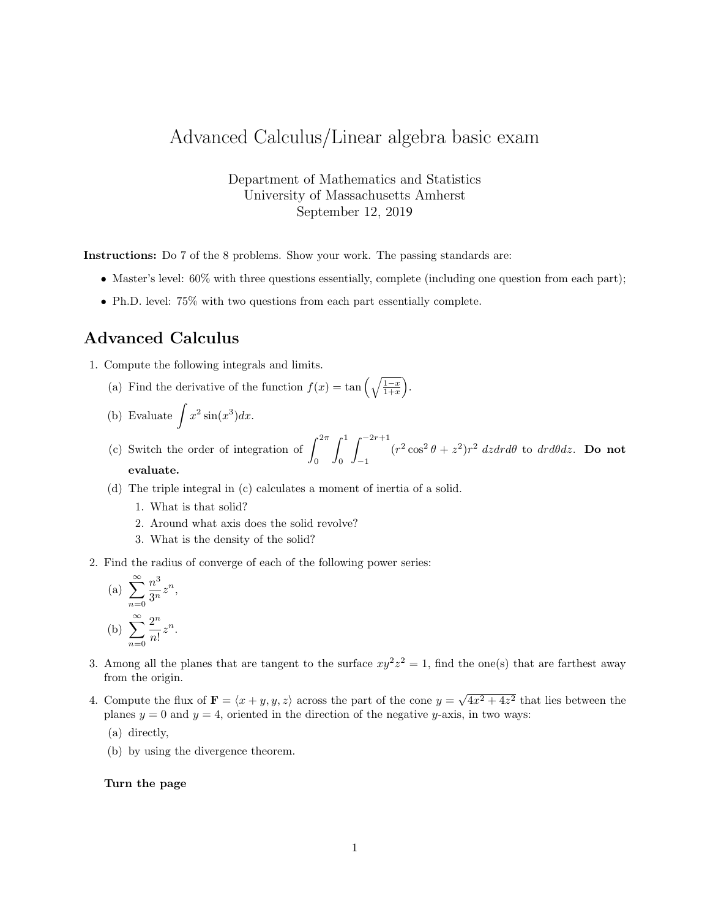# Advanced Calculus/Linear algebra basic exam

Department of Mathematics and Statistics
University of Massachusetts Amherst
September 12, 2019

**Instructions:** Do 7 of the 8 problems. Show your work. The passing standards are:

- Master's level: 60% with three questions essentially, complete (including one question from each part);
- Ph.D. level: 75% with two questions from each part essentially complete.

## Advanced Calculus

1. Compute the following integrals and limits.
   (a) Find the derivative of the function $f(x) = \tan\left(\sqrt{\frac{1-x}{1+x}}\right)$.
   (b) Evaluate $\displaystyle\int x^2 \sin(x^3)dx$.
   (c) Switch the order of integration of $\displaystyle\int_0^{2\pi}\int_0^1\int_{-1}^{-2r+1}(r^2\cos^2\theta + z^2)r^2\, dzdrd\theta$ to $drd\theta dz$. **Do not evaluate.**
   (d) The triple integral in (c) calculates a moment of inertia of a solid.
      1. What is that solid?
      2. Around what axis does the solid revolve?
      3. What is the density of the solid?

2. Find the radius of converge of each of the following power series:
   (a) $\displaystyle\sum_{n=0}^{\infty}\frac{n^3}{3^n}z^n$,
   (b) $\displaystyle\sum_{n=0}^{\infty}\frac{2^n}{n!}z^n$.

3. Among all the planes that are tangent to the surface $xy^2z^2 = 1$, find the one(s) that are farthest away from the origin.

4. Compute the flux of $\mathbf{F} = \langle x+y, y, z\rangle$ across the part of the cone $y = \sqrt{4x^2+4z^2}$ that lies between the planes $y = 0$ and $y = 4$, oriented in the direction of the negative $y$-axis, in two ways:
   (a) directly,
   (b) by using the divergence theorem.

**Turn the page**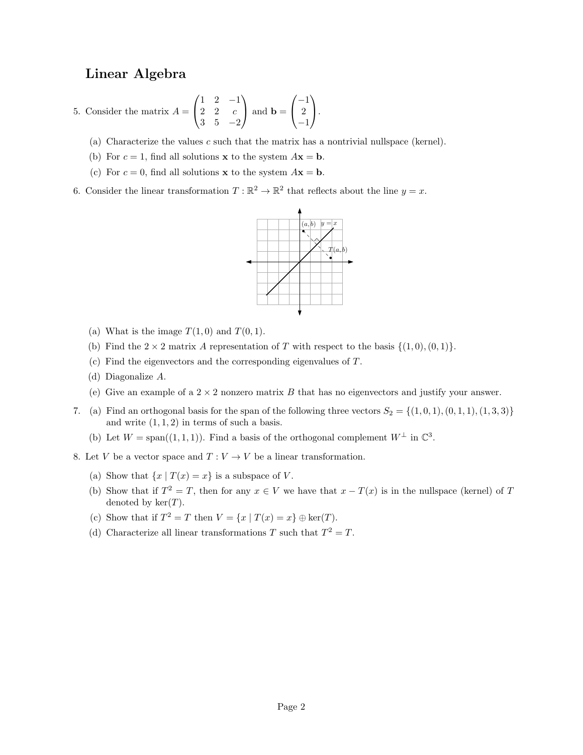# Linear Algebra

5. Consider the matrix $A = \begin{pmatrix} 1 & 2 & -1 \\ 2 & 2 & c \\ 3 & 5 & -2 \end{pmatrix}$ and $\mathbf{b} = \begin{pmatrix} -1 \\ 2 \\ -1 \end{pmatrix}$.

   (a) Characterize the values $c$ such that the matrix has a nontrivial nullspace (kernel).

   (b) For $c = 1$, find all solutions $\mathbf{x}$ to the system $A\mathbf{x} = \mathbf{b}$.

   (c) For $c = 0$, find all solutions $\mathbf{x}$ to the system $A\mathbf{x} = \mathbf{b}$.

6. Consider the linear transformation $T : \mathbb{R}^2 \to \mathbb{R}^2$ that reflects about the line $y = x$.

   $(a, b)$

   $y = x$

   $T(a, b)$

   (a) What is the image $T(1, 0)$ and $T(0, 1)$.

   (b) Find the $2 \times 2$ matrix $A$ representation of $T$ with respect to the basis $\{(1, 0), (0, 1)\}$.

   (c) Find the eigenvectors and the corresponding eigenvalues of $T$.

   (d) Diagonalize $A$.

   (e) Give an example of a $2 \times 2$ nonzero matrix $B$ that has no eigenvectors and justify your answer.

7. (a) Find an orthogonal basis for the span of the following three vectors $S_2 = \{(1, 0, 1), (0, 1, 1), (1, 3, 3)\}$ and write $(1, 1, 2)$ in terms of such a basis.

   (b) Let $W = \text{span}((1, 1, 1))$. Find a basis of the orthogonal complement $W^{\perp}$ in $\mathbb{C}^3$.

8. Let $V$ be a vector space and $T : V \to V$ be a linear transformation.

   (a) Show that $\{x \mid T(x) = x\}$ is a subspace of $V$.

   (b) Show that if $T^2 = T$, then for any $x \in V$ we have that $x - T(x)$ is in the nullspace (kernel) of $T$ denoted by $\ker(T)$.

   (c) Show that if $T^2 = T$ then $V = \{x \mid T(x) = x\} \oplus \ker(T)$.

   (d) Characterize all linear transformations $T$ such that $T^2 = T$.